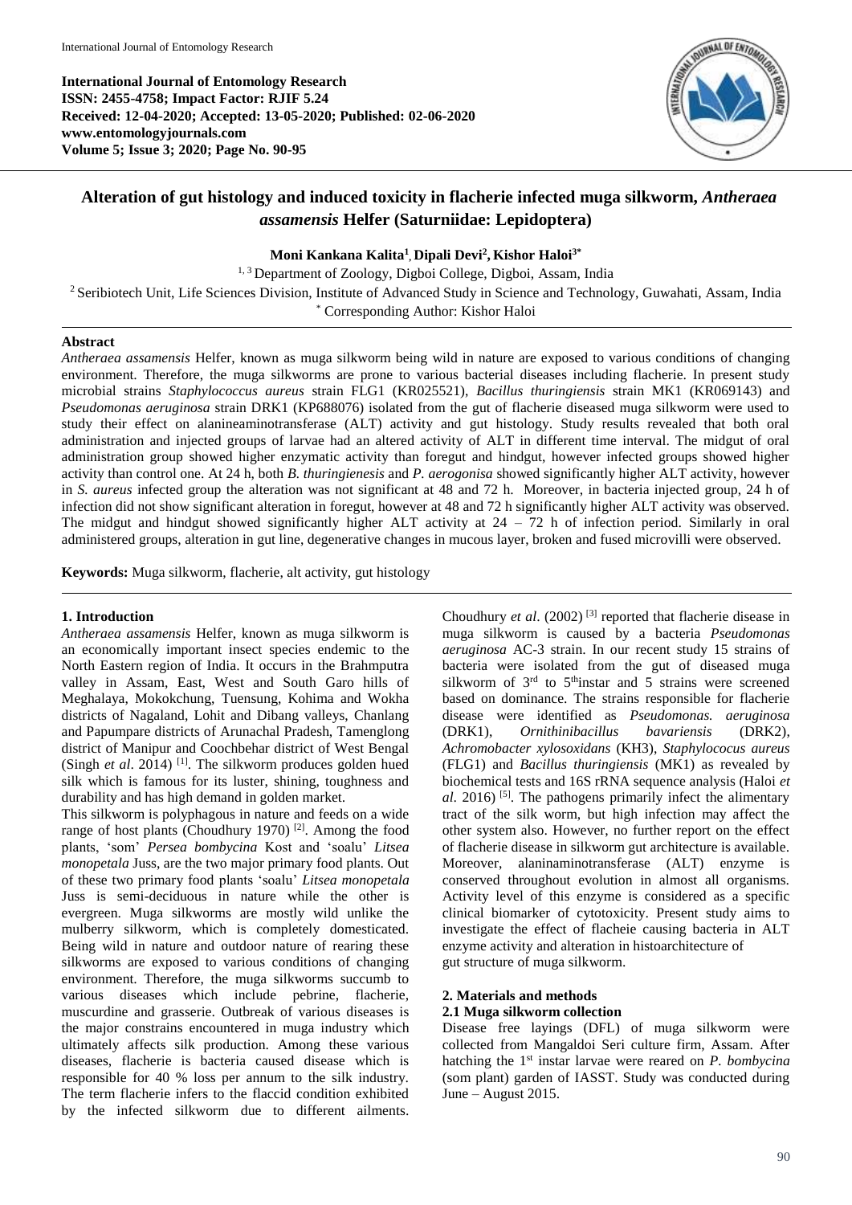**International Journal of Entomology Research**
**ISSN: 2455-4758; Impact Factor: RJIF 5.24**
**Received: 12-04-2020; Accepted: 13-05-2020; Published: 02-06-2020**
**www.entomologyjournals.com**
**Volume 5; Issue 3; 2020; Page No. 90-95**

# Alteration of gut histology and induced toxicity in flacherie infected muga silkworm, *Antheraea assamensis* Helfer (Saturniidae: Lepidoptera)

**Moni Kankana Kalita[1], Dipali Devi[2], Kishor Haloi[3*]**

[1, 3] Department of Zoology, Digboi College, Digboi, Assam, India

[2] Seribiotech Unit, Life Sciences Division, Institute of Advanced Study in Science and Technology, Guwahati, Assam, India

[*] Corresponding Author: Kishor Haloi

## Abstract

*Antheraea assamensis* Helfer, known as muga silkworm being wild in nature are exposed to various conditions of changing environment. Therefore, the muga silkworms are prone to various bacterial diseases including flacherie. In present study microbial strains *Staphylococcus aureus* strain FLG1 (KR025521), *Bacillus thuringiensis* strain MK1 (KR069143) and *Pseudomonas aeruginosa* strain DRK1 (KP688076) isolated from the gut of flacherie diseased muga silkworm were used to study their effect on alanineaminotransferase (ALT) activity and gut histology. Study results revealed that both oral administration and injected groups of larvae had an altered activity of ALT in different time interval. The midgut of oral administration group showed higher enzymatic activity than foregut and hindgut, however infected groups showed higher activity than control one. At 24 h, both *B. thuringienesis* and *P. aerogonisa* showed significantly higher ALT activity, however in *S. aureus* infected group the alteration was not significant at 48 and 72 h. Moreover, in bacteria injected group, 24 h of infection did not show significant alteration in foregut, however at 48 and 72 h significantly higher ALT activity was observed. The midgut and hindgut showed significantly higher ALT activity at 24 – 72 h of infection period. Similarly in oral administered groups, alteration in gut line, degenerative changes in mucous layer, broken and fused microvilli were observed.

**Keywords:** Muga silkworm, flacherie, alt activity, gut histology

## 1. Introduction

*Antheraea assamensis* Helfer, known as muga silkworm is an economically important insect species endemic to the North Eastern region of India. It occurs in the Brahmputra valley in Assam, East, West and South Garo hills of Meghalaya, Mokokchung, Tuensung, Kohima and Wokha districts of Nagaland, Lohit and Dibang valleys, Chanlang and Papumpare districts of Arunachal Pradesh, Tamenglong district of Manipur and Coochbehar district of West Bengal (Singh *et al*. 2014) [1]. The silkworm produces golden hued silk which is famous for its luster, shining, toughness and durability and has high demand in golden market.

This silkworm is polyphagous in nature and feeds on a wide range of host plants (Choudhury 1970) [2]. Among the food plants, 'som' *Persea bombycina* Kost and 'soalu' *Litsea monopetala* Juss, are the two major primary food plants. Out of these two primary food plants 'soalu' *Litsea monopetala* Juss is semi-deciduous in nature while the other is evergreen. Muga silkworms are mostly wild unlike the mulberry silkworm, which is completely domesticated. Being wild in nature and outdoor nature of rearing these silkworms are exposed to various conditions of changing environment. Therefore, the muga silkworms succumb to various diseases which include pebrine, flacherie, muscurdine and grasserie. Outbreak of various diseases is the major constrains encountered in muga industry which ultimately affects silk production. Among these various diseases, flacherie is bacteria caused disease which is responsible for 40 % loss per annum to the silk industry. The term flacherie infers to the flaccid condition exhibited by the infected silkworm due to different ailments. Choudhury *et al*. (2002) [3] reported that flacherie disease in muga silkworm is caused by a bacteria *Pseudomonas aeruginosa* AC-3 strain. In our recent study 15 strains of bacteria were isolated from the gut of diseased muga silkworm of 3rd to 5th instar and 5 strains were screened based on dominance. The strains responsible for flacherie disease were identified as *Pseudomonas. aeruginosa* (DRK1), *Ornithinibacillus bavariensis* (DRK2), *Achromobacter xylosoxidans* (KH3), *Staphylococus aureus* (FLG1) and *Bacillus thuringiensis* (MK1) as revealed by biochemical tests and 16S rRNA sequence analysis (Haloi *et al.* 2016) [5]. The pathogens primarily infect the alimentary tract of the silk worm, but high infection may affect the other system also. However, no further report on the effect of flacherie disease in silkworm gut architecture is available. Moreover, alaninaminotransferase (ALT) enzyme is conserved throughout evolution in almost all organisms. Activity level of this enzyme is considered as a specific clinical biomarker of cytotoxicity. Present study aims to investigate the effect of flacheie causing bacteria in ALT enzyme activity and alteration in histoarchitecture of gut structure of muga silkworm.

## 2. Materials and methods

### 2.1 Muga silkworm collection

Disease free layings (DFL) of muga silkworm were collected from Mangaldoi Seri culture firm, Assam. After hatching the 1st instar larvae were reared on *P. bombycina* (som plant) garden of IASST. Study was conducted during June – August 2015.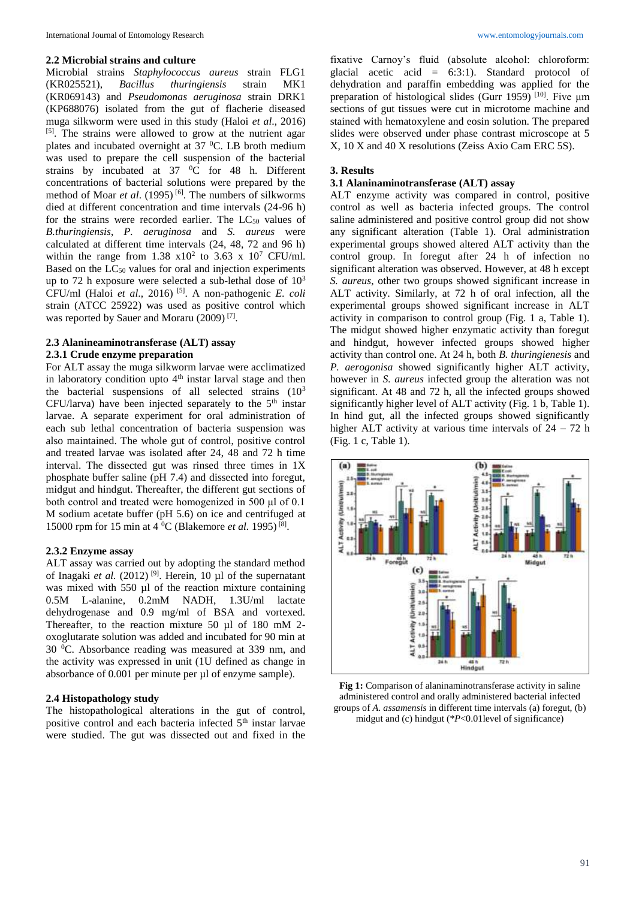### 2.2 Microbial strains and culture

Microbial strains *Staphylococcus aureus* strain FLG1 (KR025521), *Bacillus thuringiensis* strain MK1 (KR069143) and *Pseudomonas aeruginosa* strain DRK1 (KP688076) isolated from the gut of flacherie diseased muga silkworm were used in this study (Haloi *et al*., 2016) [5]. The strains were allowed to grow at the nutrient agar plates and incubated overnight at 37 ⁰C. LB broth medium was used to prepare the cell suspension of the bacterial strains by incubated at 37 ⁰C for 48 h. Different concentrations of bacterial solutions were prepared by the method of Moar *et al*. (1995) [6]. The numbers of silkworms died at different concentration and time intervals (24-96 h) for the strains were recorded earlier. The $LC_{50}$ values of *B.thuringiensis*, *P. aeruginosa* and *S. aureus* were calculated at different time intervals (24, 48, 72 and 96 h) within the range from 1.38 x$10^2$ to 3.63 x $10^7$ CFU/ml. Based on the $LC_{50}$ values for oral and injection experiments up to 72 h exposure were selected a sub-lethal dose of $10^3$ CFU/ml (Haloi *et al*., 2016) [5]. A non-pathogenic *E. coli* strain (ATCC 25922) was used as positive control which was reported by Sauer and Moraru (2009) [7].

### 2.3 Alanineaminotransferase (ALT) assay

#### 2.3.1 Crude enzyme preparation

For ALT assay the muga silkworm larvae were acclimatized in laboratory condition upto 4th instar larval stage and then the bacterial suspensions of all selected strains ($10^3$ CFU/larva) have been injected separately to the 5th instar larvae. A separate experiment for oral administration of each sub lethal concentration of bacteria suspension was also maintained. The whole gut of control, positive control and treated larvae was isolated after 24, 48 and 72 h time interval. The dissected gut was rinsed three times in 1X phosphate buffer saline (pH 7.4) and dissected into foregut, midgut and hindgut. Thereafter, the different gut sections of both control and treated were homogenized in 500 µl of 0.1 M sodium acetate buffer (pH 5.6) on ice and centrifuged at 15000 rpm for 15 min at 4 ⁰C (Blakemore *et al.* 1995) [8].

#### 2.3.2 Enzyme assay

ALT assay was carried out by adopting the standard method of Inagaki *et al.* (2012) [9]. Herein, 10 µl of the supernatant was mixed with 550 µl of the reaction mixture containing 0.5M L-alanine, 0.2mM NADH, 1.3U/ml lactate dehydrogenase and 0.9 mg/ml of BSA and vortexed. Thereafter, to the reaction mixture 50 µl of 180 mM 2-oxoglutarate solution was added and incubated for 90 min at 30 ⁰C. Absorbance reading was measured at 339 nm, and the activity was expressed in unit (1U defined as change in absorbance of 0.001 per minute per µl of enzyme sample).

### 2.4 Histopathology study

The histopathological alterations in the gut of control, positive control and each bacteria infected 5th instar larvae were studied. The gut was dissected out and fixed in the fixative Carnoy's fluid (absolute alcohol: chloroform: glacial acetic acid = 6:3:1). Standard protocol of dehydration and paraffin embedding was applied for the preparation of histological slides (Gurr 1959) [10]. Five µm sections of gut tissues were cut in microtome machine and stained with hematoxylene and eosin solution. The prepared slides were observed under phase contrast microscope at 5 X, 10 X and 40 X resolutions (Zeiss Axio Cam ERC 5S).

## 3. Results

### 3.1 Alaninaminotransferase (ALT) assay

ALT enzyme activity was compared in control, positive control as well as bacteria infected groups. The control saline administered and positive control group did not show any significant alteration (Table 1). Oral administration experimental groups showed altered ALT activity than the control group. In foregut after 24 h of infection no significant alteration was observed. However, at 48 h except *S. aureus*, other two groups showed significant increase in ALT activity. Similarly, at 72 h of oral infection, all the experimental groups showed significant increase in ALT activity in comparison to control group (Fig. 1 a, Table 1). The midgut showed higher enzymatic activity than foregut and hindgut, however infected groups showed higher activity than control one. At 24 h, both *B. thuringiensis* and *P. aerogonisa* showed significantly higher ALT activity, however in *S. aureus* infected group the alteration was not significant. At 48 and 72 h, all the infected groups showed significantly higher level of ALT activity (Fig. 1 b, Table 1). In hind gut, all the infected groups showed significantly higher ALT activity at various time intervals of 24 – 72 h (Fig. 1 c, Table 1).

**Fig 1:** Comparison of alaninaminotransferase activity in saline administered control and orally administered bacterial infected groups of *A. assamensis* in different time intervals (a) foregut, (b) midgut and (c) hindgut (*$P$<0.01level of significance)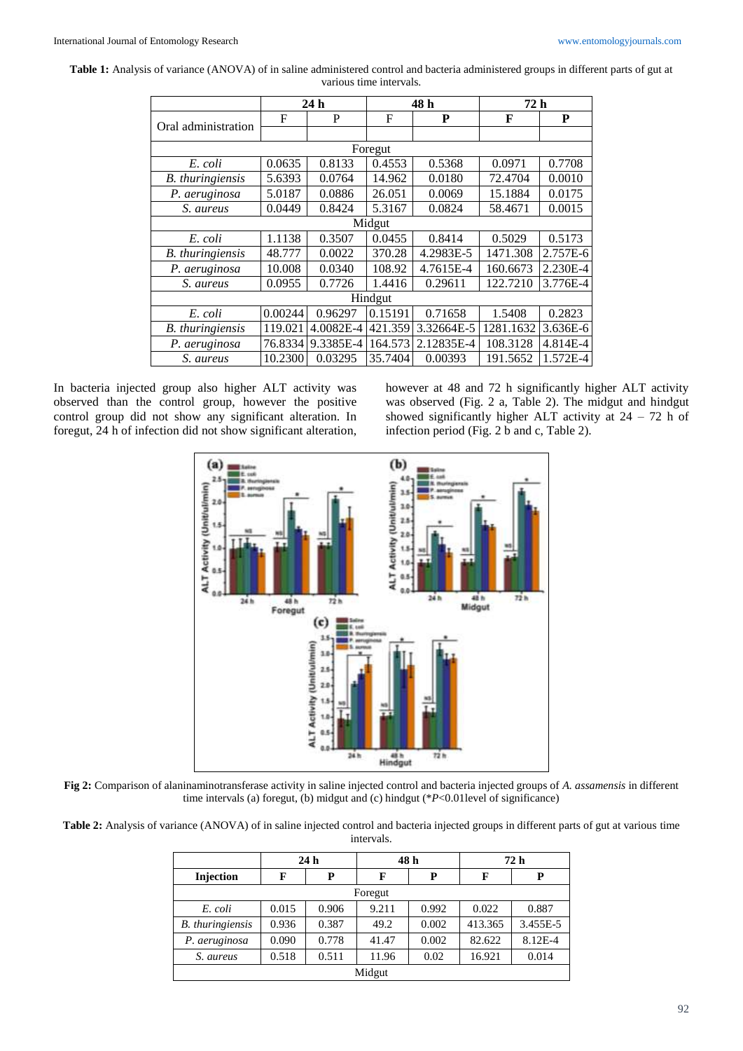**Table 1:** Analysis of variance (ANOVA) of in saline administered control and bacteria administered groups in different parts of gut at various time intervals.

| Oral administration | 24 h | | 48 h | | 72 h | |
|---|---|---|---|---|---|---|
| | F | P | F | **P** | **F** | **P** |
| Foregut | | | | | | |
| *E. coli* | 0.0635 | 0.8133 | 0.4553 | 0.5368 | 0.0971 | 0.7708 |
| *B. thuringiensis* | 5.6393 | 0.0764 | 14.962 | 0.0180 | 72.4704 | 0.0010 |
| *P. aeruginosa* | 5.0187 | 0.0886 | 26.051 | 0.0069 | 15.1884 | 0.0175 |
| *S. aureus* | 0.0449 | 0.8424 | 5.3167 | 0.0824 | 58.4671 | 0.0015 |
| Midgut | | | | | | |
| *E. coli* | 1.1138 | 0.3507 | 0.0455 | 0.8414 | 0.5029 | 0.5173 |
| *B. thuringiensis* | 48.777 | 0.0022 | 370.28 | 4.2983E-5 | 1471.308 | 2.757E-6 |
| *P. aeruginosa* | 10.008 | 0.0340 | 108.92 | 4.7615E-4 | 160.6673 | 2.230E-4 |
| *S. aureus* | 0.0955 | 0.7726 | 1.4416 | 0.29611 | 122.7210 | 3.776E-4 |
| Hindgut | | | | | | |
| *E. coli* | 0.00244 | 0.96297 | 0.15191 | 0.71658 | 1.5408 | 0.2823 |
| *B. thuringiensis* | 119.021 | 4.0082E-4 | 421.359 | 3.32664E-5 | 1281.1632 | 3.636E-6 |
| *P. aeruginosa* | 76.8334 | 9.3385E-4 | 164.573 | 2.12835E-4 | 108.3128 | 4.814E-4 |
| *S. aureus* | 10.2300 | 0.03295 | 35.7404 | 0.00393 | 191.5652 | 1.572E-4 |

In bacteria injected group also higher ALT activity was observed than the control group, however the positive control group did not show any significant alteration. In foregut, 24 h of infection did not show significant alteration, however at 48 and 72 h significantly higher ALT activity was observed (Fig. 2 a, Table 2). The midgut and hindgut showed significantly higher ALT activity at 24 – 72 h of infection period (Fig. 2 b and c, Table 2).

**Fig 2:** Comparison of alaninaminotransferase activity in saline injected control and bacteria injected groups of *A. assamensis* in different time intervals (a) foregut, (b) midgut and (c) hindgut (*$P$<0.01level of significance)

**Table 2:** Analysis of variance (ANOVA) of in saline injected control and bacteria injected groups in different parts of gut at various time intervals.

| Injection | 24 h | | 48 h | | 72 h | |
|---|---|---|---|---|---|---|
| | **F** | **P** | **F** | **P** | **F** | **P** |
| Foregut | | | | | | |
| *E. coli* | 0.015 | 0.906 | 9.211 | 0.992 | 0.022 | 0.887 |
| *B. thuringiensis* | 0.936 | 0.387 | 49.2 | 0.002 | 413.365 | 3.455E-5 |
| *P. aeruginosa* | 0.090 | 0.778 | 41.47 | 0.002 | 82.622 | 8.12E-4 |
| *S. aureus* | 0.518 | 0.511 | 11.96 | 0.02 | 16.921 | 0.014 |
| Midgut | | | | | | |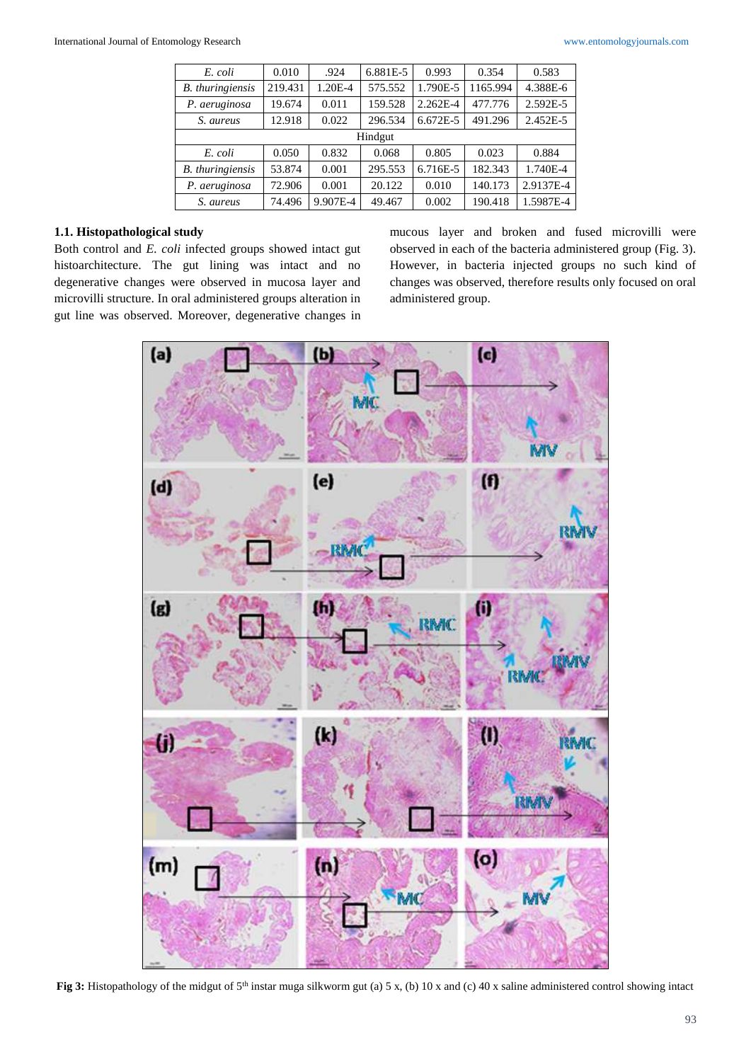| | | | | | | |
|---|---|---|---|---|---|---|
| *E. coli* | 0.010 | .924 | 6.881E-5 | 0.993 | 0.354 | 0.583 |
| *B. thuringiensis* | 219.431 | 1.20E-4 | 575.552 | 1.790E-5 | 1165.994 | 4.388E-6 |
| *P. aeruginosa* | 19.674 | 0.011 | 159.528 | 2.262E-4 | 477.776 | 2.592E-5 |
| *S. aureus* | 12.918 | 0.022 | 296.534 | 6.672E-5 | 491.296 | 2.452E-5 |
| Hindgut | | | | | | |
| *E. coli* | 0.050 | 0.832 | 0.068 | 0.805 | 0.023 | 0.884 |
| *B. thuringiensis* | 53.874 | 0.001 | 295.553 | 6.716E-5 | 182.343 | 1.740E-4 |
| *P. aeruginosa* | 72.906 | 0.001 | 20.122 | 0.010 | 140.173 | 2.9137E-4 |
| *S. aureus* | 74.496 | 9.907E-4 | 49.467 | 0.002 | 190.418 | 1.5987E-4 |

### 1.1. Histopathological study

Both control and *E. coli* infected groups showed intact gut histoarchitecture. The gut lining was intact and no degenerative changes were observed in mucosa layer and microvilli structure. In oral administered groups alteration in gut line was observed. Moreover, degenerative changes in mucous layer and broken and fused microvilli were observed in each of the bacteria administered group (Fig. 3). However, in bacteria injected groups no such kind of changes was observed, therefore results only focused on oral administered group.

**Fig 3:** Histopathology of the midgut of 5th instar muga silkworm gut (a) 5 x, (b) 10 x and (c) 40 x saline administered control showing intact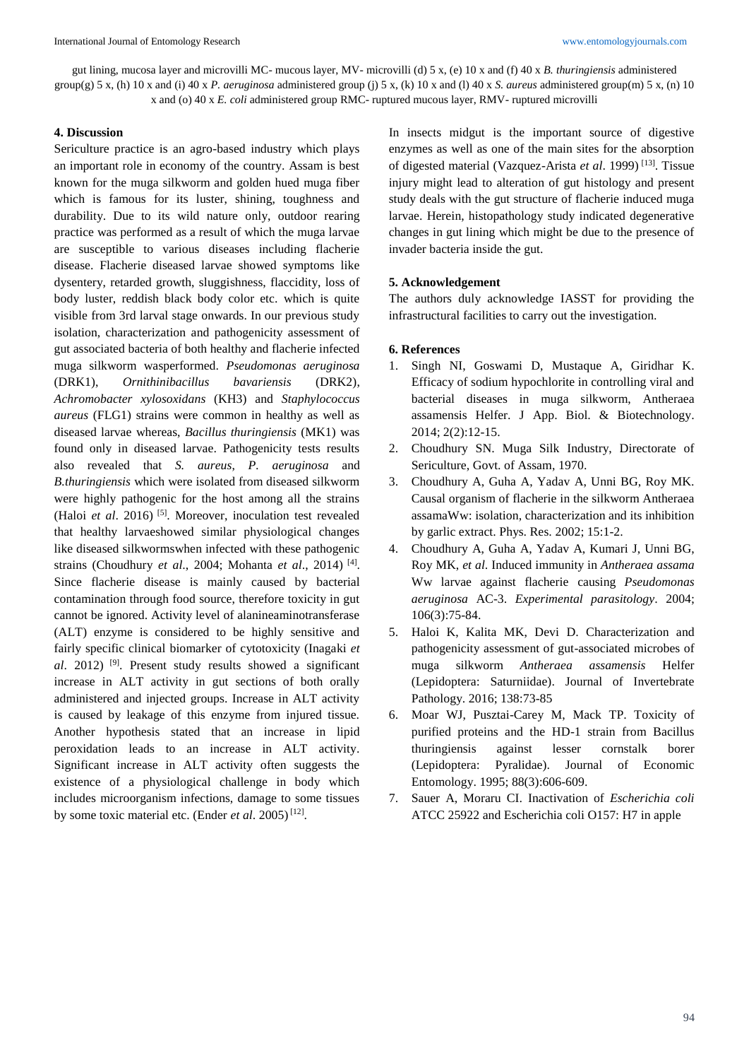gut lining, mucosa layer and microvilli MC- mucous layer, MV- microvilli (d) 5 x, (e) 10 x and (f) 40 x *B. thuringiensis* administered group(g) 5 x, (h) 10 x and (i) 40 x *P. aeruginosa* administered group (j) 5 x, (k) 10 x and (l) 40 x *S. aureus* administered group(m) 5 x, (n) 10 x and (o) 40 x *E. coli* administered group RMC- ruptured mucous layer, RMV- ruptured microvilli

## 4. Discussion

Sericulture practice is an agro-based industry which plays an important role in economy of the country. Assam is best known for the muga silkworm and golden hued muga fiber which is famous for its luster, shining, toughness and durability. Due to its wild nature only, outdoor rearing practice was performed as a result of which the muga larvae are susceptible to various diseases including flacherie disease. Flacherie diseased larvae showed symptoms like dysentery, retarded growth, sluggishness, flaccidity, loss of body luster, reddish black body color etc. which is quite visible from 3rd larval stage onwards. In our previous study isolation, characterization and pathogenicity assessment of gut associated bacteria of both healthy and flacherie infected muga silkworm wasperformed. *Pseudomonas aeruginosa* (DRK1), *Ornithinibacillus bavariensis* (DRK2), *Achromobacter xylosoxidans* (KH3) and *Staphylococcus aureus* (FLG1) strains were common in healthy as well as diseased larvae whereas, *Bacillus thuringiensis* (MK1) was found only in diseased larvae. Pathogenicity tests results also revealed that *S. aureus, P. aeruginosa* and *B.thuringiensis* which were isolated from diseased silkworm were highly pathogenic for the host among all the strains (Haloi *et al*. 2016) [5]. Moreover, inoculation test revealed that healthy larvaeshowed similar physiological changes like diseased silkwormswhen infected with these pathogenic strains (Choudhury *et al*., 2004; Mohanta *et al*., 2014) [4]. Since flacherie disease is mainly caused by bacterial contamination through food source, therefore toxicity in gut cannot be ignored. Activity level of alanineaminotransferase (ALT) enzyme is considered to be highly sensitive and fairly specific clinical biomarker of cytotoxicity (Inagaki *et al*. 2012) [9]. Present study results showed a significant increase in ALT activity in gut sections of both orally administered and injected groups. Increase in ALT activity is caused by leakage of this enzyme from injured tissue. Another hypothesis stated that an increase in lipid peroxidation leads to an increase in ALT activity. Significant increase in ALT activity often suggests the existence of a physiological challenge in body which includes microorganism infections, damage to some tissues by some toxic material etc. (Ender *et al*. 2005) [12].

In insects midgut is the important source of digestive enzymes as well as one of the main sites for the absorption of digested material (Vazquez-Arista *et al*. 1999) [13]. Tissue injury might lead to alteration of gut histology and present study deals with the gut structure of flacherie induced muga larvae. Herein, histopathology study indicated degenerative changes in gut lining which might be due to the presence of invader bacteria inside the gut.

## 5. Acknowledgement

The authors duly acknowledge IASST for providing the infrastructural facilities to carry out the investigation.

## 6. References

1. Singh NI, Goswami D, Mustaque A, Giridhar K. Efficacy of sodium hypochlorite in controlling viral and bacterial diseases in muga silkworm, Antheraea assamensis Helfer. J App. Biol. & Biotechnology. 2014; 2(2):12-15.
2. Choudhury SN. Muga Silk Industry, Directorate of Sericulture, Govt. of Assam, 1970.
3. Choudhury A, Guha A, Yadav A, Unni BG, Roy MK. Causal organism of flacherie in the silkworm Antheraea assamaWw: isolation, characterization and its inhibition by garlic extract. Phys. Res. 2002; 15:1-2.
4. Choudhury A, Guha A, Yadav A, Kumari J, Unni BG, Roy MK, *et al*. Induced immunity in *Antheraea assama* Ww larvae against flacherie causing *Pseudomonas aeruginosa* AC-3. *Experimental parasitology*. 2004; 106(3):75-84.
5. Haloi K, Kalita MK, Devi D. Characterization and pathogenicity assessment of gut-associated microbes of muga silkworm *Antheraea assamensis* Helfer (Lepidoptera: Saturniidae). Journal of Invertebrate Pathology. 2016; 138:73-85
6. Moar WJ, Pusztai-Carey M, Mack TP. Toxicity of purified proteins and the HD-1 strain from Bacillus thuringiensis against lesser cornstalk borer (Lepidoptera: Pyralidae). Journal of Economic Entomology. 1995; 88(3):606-609.
7. Sauer A, Moraru CI. Inactivation of *Escherichia coli* ATCC 25922 and Escherichia coli O157: H7 in apple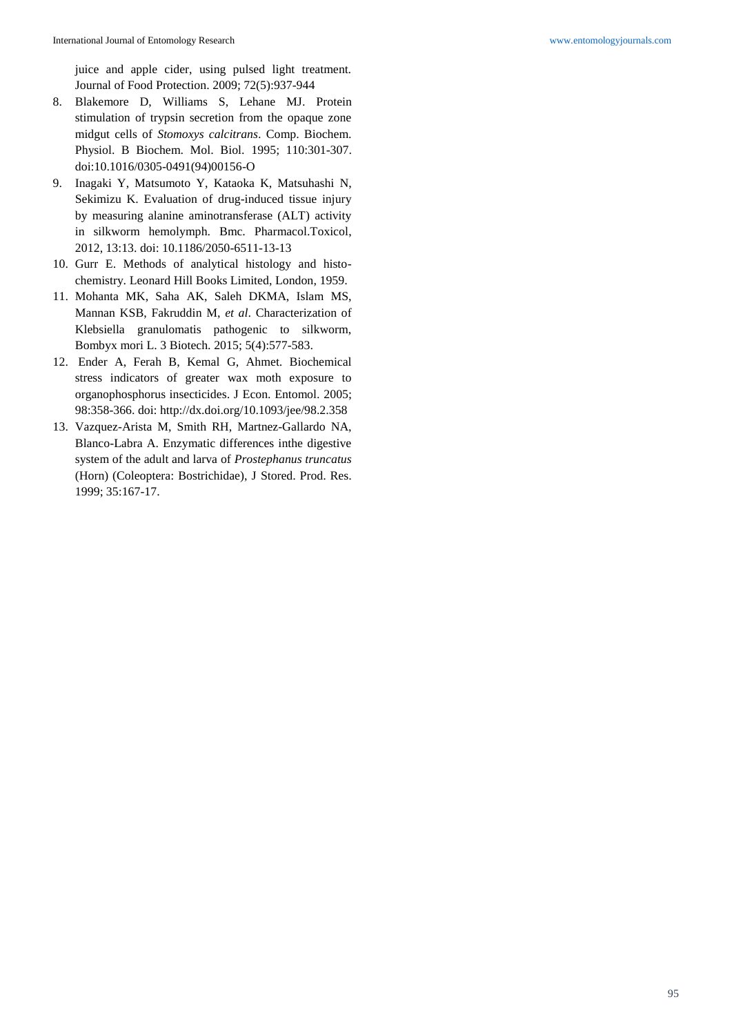juice and apple cider, using pulsed light treatment. Journal of Food Protection. 2009; 72(5):937-944

8. Blakemore D, Williams S, Lehane MJ. Protein stimulation of trypsin secretion from the opaque zone midgut cells of *Stomoxys calcitrans*. Comp. Biochem. Physiol. B Biochem. Mol. Biol. 1995; 110:301-307. doi:10.1016/0305-0491(94)00156-O
9. Inagaki Y, Matsumoto Y, Kataoka K, Matsuhashi N, Sekimizu K. Evaluation of drug-induced tissue injury by measuring alanine aminotransferase (ALT) activity in silkworm hemolymph. Bmc. Pharmacol.Toxicol, 2012, 13:13. doi: 10.1186/2050-6511-13-13
10. Gurr E. Methods of analytical histology and histo-chemistry. Leonard Hill Books Limited, London, 1959.
11. Mohanta MK, Saha AK, Saleh DKMA, Islam MS, Mannan KSB, Fakruddin M, *et al*. Characterization of Klebsiella granulomatis pathogenic to silkworm, Bombyx mori L. 3 Biotech. 2015; 5(4):577-583.
12. Ender A, Ferah B, Kemal G, Ahmet. Biochemical stress indicators of greater wax moth exposure to organophosphorus insecticides. J Econ. Entomol. 2005; 98:358-366. doi: http://dx.doi.org/10.1093/jee/98.2.358
13. Vazquez-Arista M, Smith RH, Martnez-Gallardo NA, Blanco-Labra A. Enzymatic differences inthe digestive system of the adult and larva of *Prostephanus truncatus* (Horn) (Coleoptera: Bostrichidae), J Stored. Prod. Res. 1999; 35:167-17.